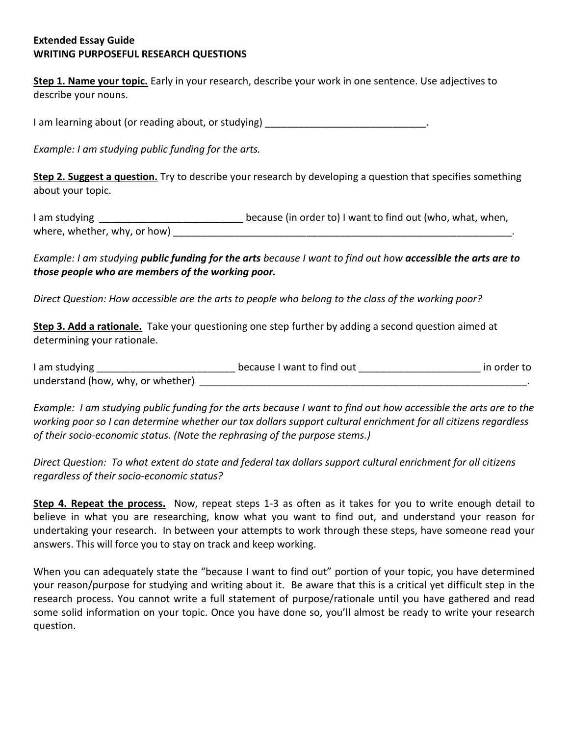**Extended Essay Guide**
**WRITING PURPOSEFUL RESEARCH QUESTIONS**

**Step 1. Name your topic.** Early in your research, describe your work in one sentence. Use adjectives to describe your nouns.

I am learning about (or reading about, or studying) ______________________________.

*Example: I am studying public funding for the arts.*

**Step 2. Suggest a question.** Try to describe your research by developing a question that specifies something about your topic.

I am studying __________________________ because (in order to) I want to find out (who, what, when, where, whether, why, or how) _______________________________________________________________.

*Example: I am studying **public funding for the arts** because I want to find out how **accessible the arts are to those people who are members of the working poor.***

*Direct Question: How accessible are the arts to people who belong to the class of the working poor?*

**Step 3. Add a rationale.** Take your questioning one step further by adding a second question aimed at determining your rationale.

I am studying _________________________ because I want to find out ______________________ in order to understand (how, why, or whether) _____________________________________________________________.

*Example: I am studying public funding for the arts because I want to find out how accessible the arts are to the working poor so I can determine whether our tax dollars support cultural enrichment for all citizens regardless of their socio-economic status. (Note the rephrasing of the purpose stems.)*

*Direct Question: To what extent do state and federal tax dollars support cultural enrichment for all citizens regardless of their socio-economic status?*

**Step 4. Repeat the process.** Now, repeat steps 1-3 as often as it takes for you to write enough detail to believe in what you are researching, know what you want to find out, and understand your reason for undertaking your research. In between your attempts to work through these steps, have someone read your answers. This will force you to stay on track and keep working.

When you can adequately state the "because I want to find out" portion of your topic, you have determined your reason/purpose for studying and writing about it. Be aware that this is a critical yet difficult step in the research process. You cannot write a full statement of purpose/rationale until you have gathered and read some solid information on your topic. Once you have done so, you'll almost be ready to write your research question.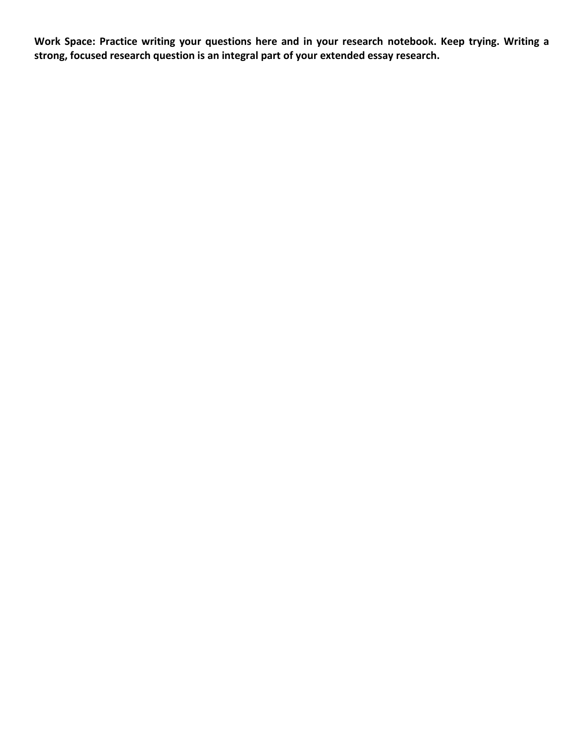**Work Space: Practice writing your questions here and in your research notebook. Keep trying. Writing a strong, focused research question is an integral part of your extended essay research.**